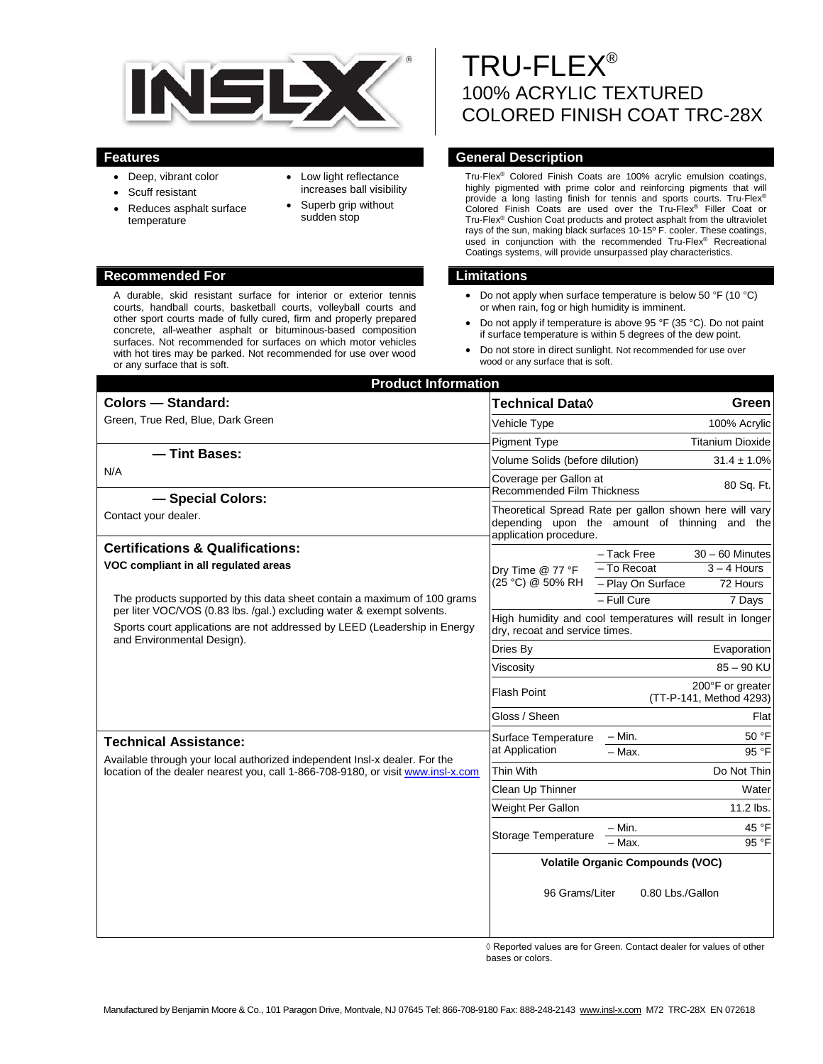# TRU-FLEX®
## 100% ACRYLIC TEXTURED COLORED FINISH COAT TRC-28X

## Features

- Deep, vibrant color
- Scuff resistant
- Reduces asphalt surface temperature
- Low light reflectance increases ball visibility
- Superb grip without sudden stop

## General Description

Tru-Flex® Colored Finish Coats are 100% acrylic emulsion coatings, highly pigmented with prime color and reinforcing pigments that will provide a long lasting finish for tennis and sports courts. Tru-Flex® Colored Finish Coats are used over the Tru-Flex® Filler Coat or Tru-Flex® Cushion Coat products and protect asphalt from the ultraviolet rays of the sun, making black surfaces 10-15º F. cooler. These coatings, used in conjunction with the recommended Tru-Flex® Recreational Coatings systems, will provide unsurpassed play characteristics.

## Recommended For

A durable, skid resistant surface for interior or exterior tennis courts, handball courts, basketball courts, volleyball courts and other sport courts made of fully cured, firm and properly prepared concrete, all-weather asphalt or bituminous-based composition surfaces. Not recommended for surfaces on which motor vehicles with hot tires may be parked. Not recommended for use over wood or any surface that is soft.

## Limitations

- Do not apply when surface temperature is below 50 °F (10 °C) or when rain, fog or high humidity is imminent.
- Do not apply if temperature is above 95 °F (35 °C). Do not paint if surface temperature is within 5 degrees of the dew point.
- Do not store in direct sunlight. Not recommended for use over wood or any surface that is soft.

## Product Information

### Colors — Standard:

Green, True Red, Blue, Dark Green

### — Tint Bases:

N/A

### — Special Colors:

Contact your dealer.

### Certifications & Qualifications:

**VOC compliant in all regulated areas**

The products supported by this data sheet contain a maximum of 100 grams per liter VOC/VOS (0.83 lbs. /gal.) excluding water & exempt solvents.

Sports court applications are not addressed by LEED (Leadership in Energy and Environmental Design).

### Technical Assistance:

Available through your local authorized independent Insl-x dealer. For the location of the dealer nearest you, call 1-866-708-9180, or visit www.insl-x.com

| Technical Data◊ | | Green |
|---|---|---|
| Vehicle Type | | 100% Acrylic |
| Pigment Type | | Titanium Dioxide |
| Volume Solids (before dilution) | | 31.4 ± 1.0% |
| Coverage per Gallon at Recommended Film Thickness | | 80 Sq. Ft. |
| Theoretical Spread Rate per gallon shown here will vary depending upon the amount of thinning and the application procedure. | | |
| Dry Time @ 77 °F (25 °C) @ 50% RH | – Tack Free | 30 – 60 Minutes |
| | – To Recoat | 3 – 4 Hours |
| | – Play On Surface | 72 Hours |
| | – Full Cure | 7 Days |
| High humidity and cool temperatures will result in longer dry, recoat and service times. | | |
| Dries By | | Evaporation |
| Viscosity | | 85 – 90 KU |
| Flash Point | | 200°F or greater (TT-P-141, Method 4293) |
| Gloss / Sheen | | Flat |
| Surface Temperature at Application | – Min. | 50 °F |
| | – Max. | 95 °F |
| Thin With | | Do Not Thin |
| Clean Up Thinner | | Water |
| Weight Per Gallon | | 11.2 lbs. |
| Storage Temperature | – Min. | 45 °F |
| | – Max. | 95 °F |
| **Volatile Organic Compounds (VOC)** | | |
| 96 Grams/Liter | | 0.80 Lbs./Gallon |

◊ Reported values are for Green. Contact dealer for values of other bases or colors.

Manufactured by Benjamin Moore & Co., 101 Paragon Drive, Montvale, NJ 07645 Tel: 866-708-9180 Fax: 888-248-2143 www.insl-x.com M72 TRC-28X EN 072618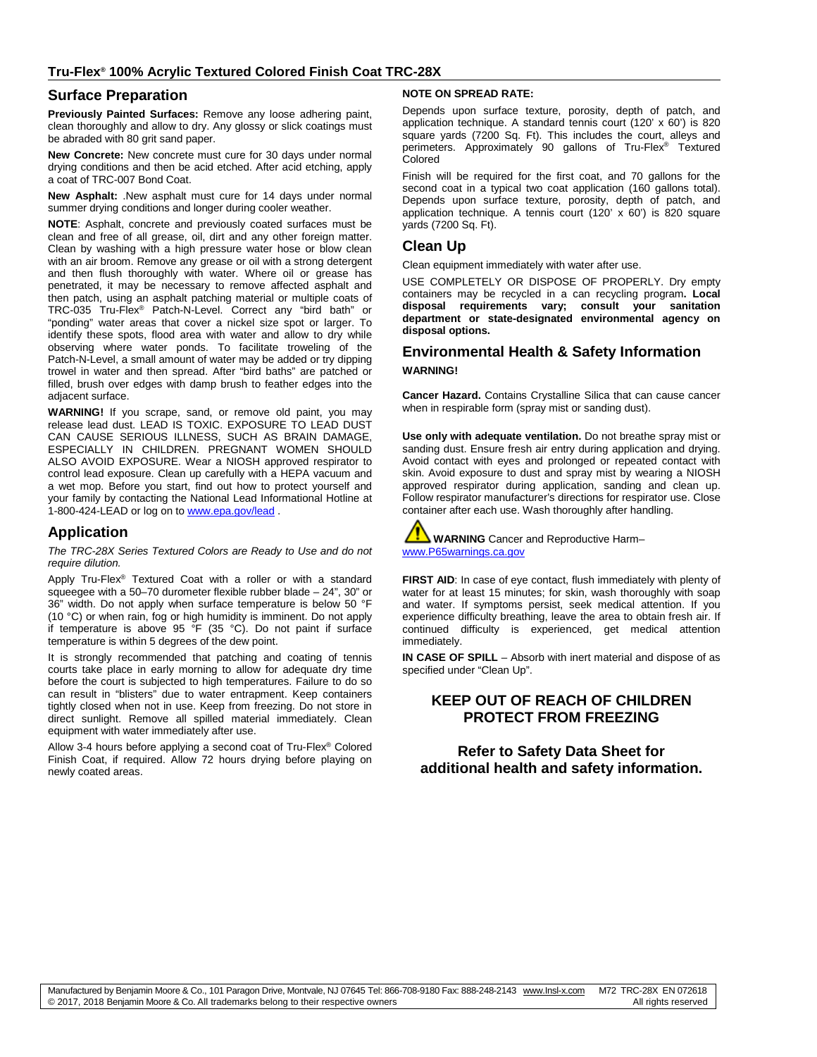**Tru-Flex® 100% Acrylic Textured Colored Finish Coat TRC-28X**

## Surface Preparation

**Previously Painted Surfaces:** Remove any loose adhering paint, clean thoroughly and allow to dry. Any glossy or slick coatings must be abraded with 80 grit sand paper.

**New Concrete:** New concrete must cure for 30 days under normal drying conditions and then be acid etched. After acid etching, apply a coat of TRC-007 Bond Coat.

**New Asphalt:** .New asphalt must cure for 14 days under normal summer drying conditions and longer during cooler weather.

**NOTE**: Asphalt, concrete and previously coated surfaces must be clean and free of all grease, oil, dirt and any other foreign matter. Clean by washing with a high pressure water hose or blow clean with an air broom. Remove any grease or oil with a strong detergent and then flush thoroughly with water. Where oil or grease has penetrated, it may be necessary to remove affected asphalt and then patch, using an asphalt patching material or multiple coats of TRC-035 Tru-Flex® Patch-N-Level. Correct any "bird bath" or "ponding" water areas that cover a nickel size spot or larger. To identify these spots, flood area with water and allow to dry while observing where water ponds. To facilitate troweling of the Patch-N-Level, a small amount of water may be added or try dipping trowel in water and then spread. After "bird baths" are patched or filled, brush over edges with damp brush to feather edges into the adjacent surface.

**WARNING!** If you scrape, sand, or remove old paint, you may release lead dust. LEAD IS TOXIC. EXPOSURE TO LEAD DUST CAN CAUSE SERIOUS ILLNESS, SUCH AS BRAIN DAMAGE, ESPECIALLY IN CHILDREN. PREGNANT WOMEN SHOULD ALSO AVOID EXPOSURE. Wear a NIOSH approved respirator to control lead exposure. Clean up carefully with a HEPA vacuum and a wet mop. Before you start, find out how to protect yourself and your family by contacting the National Lead Informational Hotline at 1-800-424-LEAD or log on to www.epa.gov/lead .

## Application

*The TRC-28X Series Textured Colors are Ready to Use and do not require dilution.*

Apply Tru-Flex® Textured Coat with a roller or with a standard squeegee with a 50–70 durometer flexible rubber blade – 24", 30" or 36" width. Do not apply when surface temperature is below 50 °F (10 °C) or when rain, fog or high humidity is imminent. Do not apply if temperature is above 95 °F (35 °C). Do not paint if surface temperature is within 5 degrees of the dew point.

It is strongly recommended that patching and coating of tennis courts take place in early morning to allow for adequate dry time before the court is subjected to high temperatures. Failure to do so can result in "blisters" due to water entrapment. Keep containers tightly closed when not in use. Keep from freezing. Do not store in direct sunlight. Remove all spilled material immediately. Clean equipment with water immediately after use.

Allow 3-4 hours before applying a second coat of Tru-Flex® Colored Finish Coat, if required. Allow 72 hours drying before playing on newly coated areas.

**NOTE ON SPREAD RATE:**

Depends upon surface texture, porosity, depth of patch, and application technique. A standard tennis court (120' x 60') is 820 square yards (7200 Sq. Ft). This includes the court, alleys and perimeters. Approximately 90 gallons of Tru-Flex® Textured Colored

Finish will be required for the first coat, and 70 gallons for the second coat in a typical two coat application (160 gallons total). Depends upon surface texture, porosity, depth of patch, and application technique. A tennis court (120' x 60') is 820 square yards (7200 Sq. Ft).

## Clean Up

Clean equipment immediately with water after use.

USE COMPLETELY OR DISPOSE OF PROPERLY. Dry empty containers may be recycled in a can recycling program**. Local disposal requirements vary; consult your sanitation department or state-designated environmental agency on disposal options.**

## Environmental Health & Safety Information

**WARNING!**

**Cancer Hazard.** Contains Crystalline Silica that can cause cancer when in respirable form (spray mist or sanding dust).

**Use only with adequate ventilation.** Do not breathe spray mist or sanding dust. Ensure fresh air entry during application and drying. Avoid contact with eyes and prolonged or repeated contact with skin. Avoid exposure to dust and spray mist by wearing a NIOSH approved respirator during application, sanding and clean up. Follow respirator manufacturer's directions for respirator use. Close container after each use. Wash thoroughly after handling.

**WARNING** Cancer and Reproductive Harm– www.P65warnings.ca.gov

**FIRST AID**: In case of eye contact, flush immediately with plenty of water for at least 15 minutes; for skin, wash thoroughly with soap and water. If symptoms persist, seek medical attention. If you experience difficulty breathing, leave the area to obtain fresh air. If continued difficulty is experienced, get medical attention immediately.

**IN CASE OF SPILL** – Absorb with inert material and dispose of as specified under "Clean Up".

**KEEP OUT OF REACH OF CHILDREN**
**PROTECT FROM FREEZING**

**Refer to Safety Data Sheet for additional health and safety information.**

Manufactured by Benjamin Moore & Co., 101 Paragon Drive, Montvale, NJ 07645 Tel: 866-708-9180 Fax: 888-248-2143 www.lnsl-x.com M72 TRC-28X EN 072618
© 2017, 2018 Benjamin Moore & Co. All trademarks belong to their respective owners All rights reserved